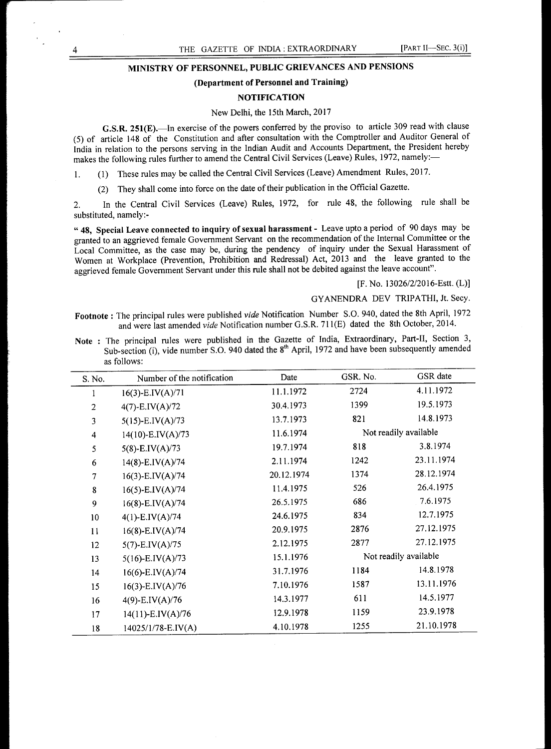## MINISTRY OF PERSONNEL, PUBLIC GRIEVANCES AND PENSIONS

### (Department of Personnel and Training)

### NOTIFICATION

New Delhi, the 15th March, 2017

**G.S.R. 251(E).**—In exercise of the powers conferred by the proviso to article 309 read with clause (5) of article 148 of the Constitution and after consultation with the Comptroller and Auditor General of India in relation to the persons serving in the Indian Audit and Accounts Department, the President hereby makes the following rules further to amend the Central Civil Services (Leave) Rules, 1972, namely:—

1. (1) These rules may be called the Central Civil Services (Leave) Amendment Rules, 2017.

   (2) They shall come into force on the date of their publication in the Official Gazette.

2. In the Central Civil Services (Leave) Rules, 1972, for rule 48, the following rule shall be substituted, namely:-

" **48, Special Leave connected to inquiry of sexual harassment** - Leave upto a period of 90 days may be granted to an aggrieved female Government Servant on the recommendation of the Internal Committee or the Local Committee, as the case may be, during the pendency of inquiry under the Sexual Harassment of Women at Workplace (Prevention, Prohibition and Redressal) Act, 2013 and the leave granted to the aggrieved female Government Servant under this rule shall not be debited against the leave account".

[F. No. 13026/2/2016-Estt. (L)]

GYANENDRA DEV TRIPATHI, Jt. Secy.

**Footnote :** The principal rules were published *vide* Notification Number S.O. 940, dated the 8th April, 1972 and were last amended *vide* Notification number G.S.R. 711(E) dated the 8th October, 2014.

**Note :** The principal rules were published in the Gazette of India, Extraordinary, Part-II, Section 3, Sub-section (i), vide number S.O. 940 dated the 8th April, 1972 and have been subsequently amended as follows:

| S. No. | Number of the notification | Date | GSR. No. | GSR date |
|---|---|---|---|---|
| 1 | 16(3)-E.IV(A)/71 | 11.1.1972 | 2724 | 4.11.1972 |
| 2 | 4(7)-E.IV(A)/72 | 30.4.1973 | 1399 | 19.5.1973 |
| 3 | 5(15)-E.IV(A)/73 | 13.7.1973 | 821 | 14.8.1973 |
| 4 | 14(10)-E.IV(A)/73 | 11.6.1974 | Not readily available | |
| 5 | 5(8)-E.IV(A)/73 | 19.7.1974 | 818 | 3.8.1974 |
| 6 | 14(8)-E.IV(A)/74 | 2.11.1974 | 1242 | 23.11.1974 |
| 7 | 16(3)-E.IV(A)/74 | 20.12.1974 | 1374 | 28.12.1974 |
| 8 | 16(5)-E.IV(A)/74 | 11.4.1975 | 526 | 26.4.1975 |
| 9 | 16(8)-E.IV(A)/74 | 26.5.1975 | 686 | 7.6.1975 |
| 10 | 4(1)-E.IV(A)/74 | 24.6.1975 | 834 | 12.7.1975 |
| 11 | 16(8)-E.IV(A)/74 | 20.9.1975 | 2876 | 27.12.1975 |
| 12 | 5(7)-E.IV(A)/75 | 2.12.1975 | 2877 | 27.12.1975 |
| 13 | 5(16)-E.IV(A)/73 | 15.1.1976 | Not readily available | |
| 14 | 16(6)-E.IV(A)/74 | 31.7.1976 | 1184 | 14.8.1978 |
| 15 | 16(3)-E.IV(A)/76 | 7.10.1976 | 1587 | 13.11.1976 |
| 16 | 4(9)-E.IV(A)/76 | 14.3.1977 | 611 | 14.5.1977 |
| 17 | 14(11)-E.IV(A)/76 | 12.9.1978 | 1159 | 23.9.1978 |
| 18 | 14025/1/78-E.IV(A) | 4.10.1978 | 1255 | 21.10.1978 |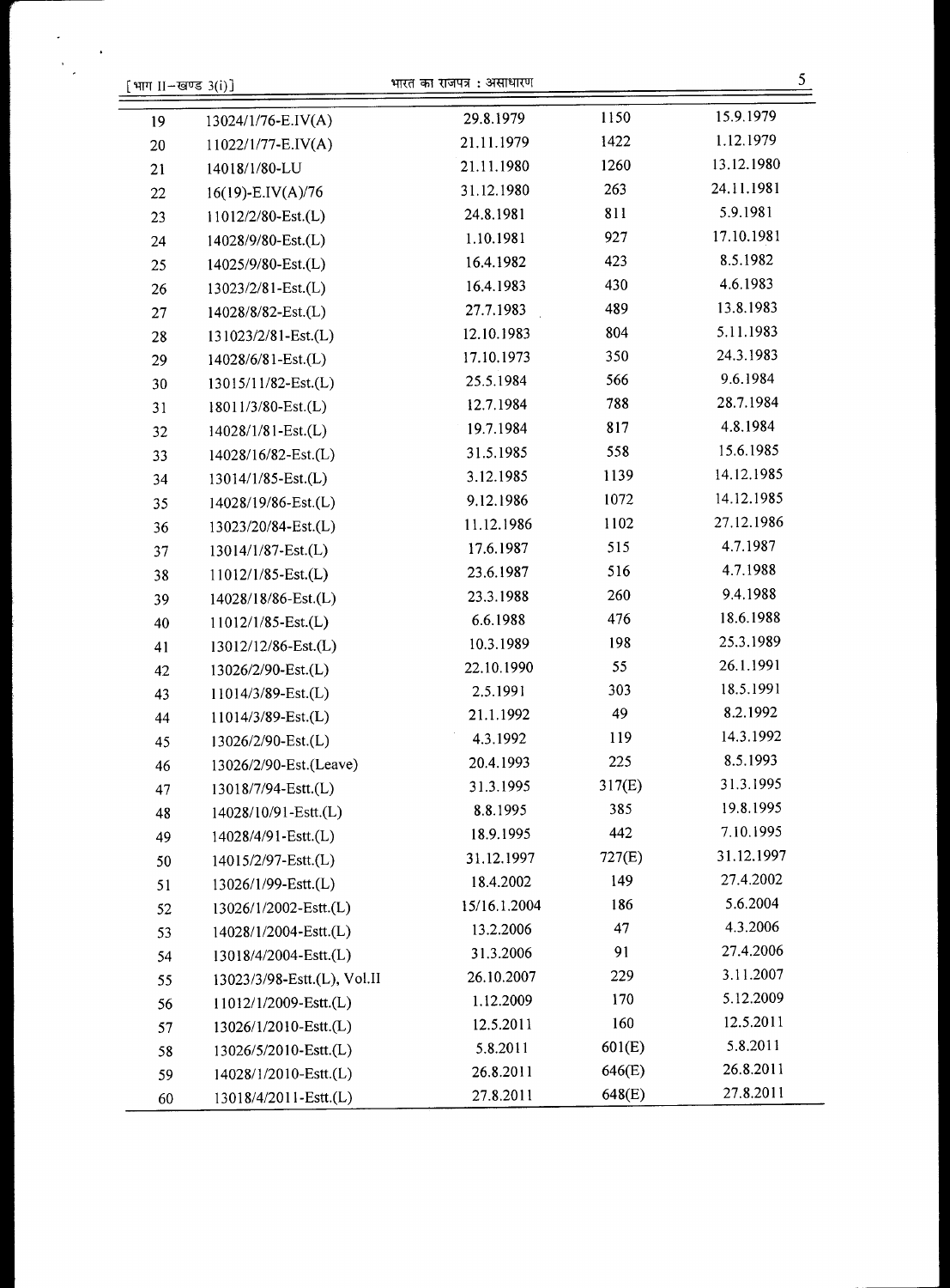| | | | | |
|---|---|---|---|---|
| 19 | 13024/1/76-E.IV(A) | 29.8.1979 | 1150 | 15.9.1979 |
| 20 | 11022/1/77-E.IV(A) | 21.11.1979 | 1422 | 1.12.1979 |
| 21 | 14018/1/80-LU | 21.11.1980 | 1260 | 13.12.1980 |
| 22 | 16(19)-E.IV(A)/76 | 31.12.1980 | 263 | 24.11.1981 |
| 23 | 11012/2/80-Est.(L) | 24.8.1981 | 811 | 5.9.1981 |
| 24 | 14028/9/80-Est.(L) | 1.10.1981 | 927 | 17.10.1981 |
| 25 | 14025/9/80-Est.(L) | 16.4.1982 | 423 | 8.5.1982 |
| 26 | 13023/2/81-Est.(L) | 16.4.1983 | 430 | 4.6.1983 |
| 27 | 14028/8/82-Est.(L) | 27.7.1983 | 489 | 13.8.1983 |
| 28 | 131023/2/81-Est.(L) | 12.10.1983 | 804 | 5.11.1983 |
| 29 | 14028/6/81-Est.(L) | 17.10.1973 | 350 | 24.3.1983 |
| 30 | 13015/11/82-Est.(L) | 25.5.1984 | 566 | 9.6.1984 |
| 31 | 18011/3/80-Est.(L) | 12.7.1984 | 788 | 28.7.1984 |
| 32 | 14028/1/81-Est.(L) | 19.7.1984 | 817 | 4.8.1984 |
| 33 | 14028/16/82-Est.(L) | 31.5.1985 | 558 | 15.6.1985 |
| 34 | 13014/1/85-Est.(L) | 3.12.1985 | 1139 | 14.12.1985 |
| 35 | 14028/19/86-Est.(L) | 9.12.1986 | 1072 | 14.12.1985 |
| 36 | 13023/20/84-Est.(L) | 11.12.1986 | 1102 | 27.12.1986 |
| 37 | 13014/1/87-Est.(L) | 17.6.1987 | 515 | 4.7.1987 |
| 38 | 11012/1/85-Est.(L) | 23.6.1987 | 516 | 4.7.1988 |
| 39 | 14028/18/86-Est.(L) | 23.3.1988 | 260 | 9.4.1988 |
| 40 | 11012/1/85-Est.(L) | 6.6.1988 | 476 | 18.6.1988 |
| 41 | 13012/12/86-Est.(L) | 10.3.1989 | 198 | 25.3.1989 |
| 42 | 13026/2/90-Est.(L) | 22.10.1990 | 55 | 26.1.1991 |
| 43 | 11014/3/89-Est.(L) | 2.5.1991 | 303 | 18.5.1991 |
| 44 | 11014/3/89-Est.(L) | 21.1.1992 | 49 | 8.2.1992 |
| 45 | 13026/2/90-Est.(L) | 4.3.1992 | 119 | 14.3.1992 |
| 46 | 13026/2/90-Est.(Leave) | 20.4.1993 | 225 | 8.5.1993 |
| 47 | 13018/7/94-Estt.(L) | 31.3.1995 | 317(E) | 31.3.1995 |
| 48 | 14028/10/91-Estt.(L) | 8.8.1995 | 385 | 19.8.1995 |
| 49 | 14028/4/91-Estt.(L) | 18.9.1995 | 442 | 7.10.1995 |
| 50 | 14015/2/97-Estt.(L) | 31.12.1997 | 727(E) | 31.12.1997 |
| 51 | 13026/1/99-Estt.(L) | 18.4.2002 | 149 | 27.4.2002 |
| 52 | 13026/1/2002-Estt.(L) | 15/16.1.2004 | 186 | 5.6.2004 |
| 53 | 14028/1/2004-Estt.(L) | 13.2.2006 | 47 | 4.3.2006 |
| 54 | 13018/4/2004-Estt.(L) | 31.3.2006 | 91 | 27.4.2006 |
| 55 | 13023/3/98-Estt.(L), Vol.II | 26.10.2007 | 229 | 3.11.2007 |
| 56 | 11012/1/2009-Estt.(L) | 1.12.2009 | 170 | 5.12.2009 |
| 57 | 13026/1/2010-Estt.(L) | 12.5.2011 | 160 | 12.5.2011 |
| 58 | 13026/5/2010-Estt.(L) | 5.8.2011 | 601(E) | 5.8.2011 |
| 59 | 14028/1/2010-Estt.(L) | 26.8.2011 | 646(E) | 26.8.2011 |
| 60 | 13018/4/2011-Estt.(L) | 27.8.2011 | 648(E) | 27.8.2011 |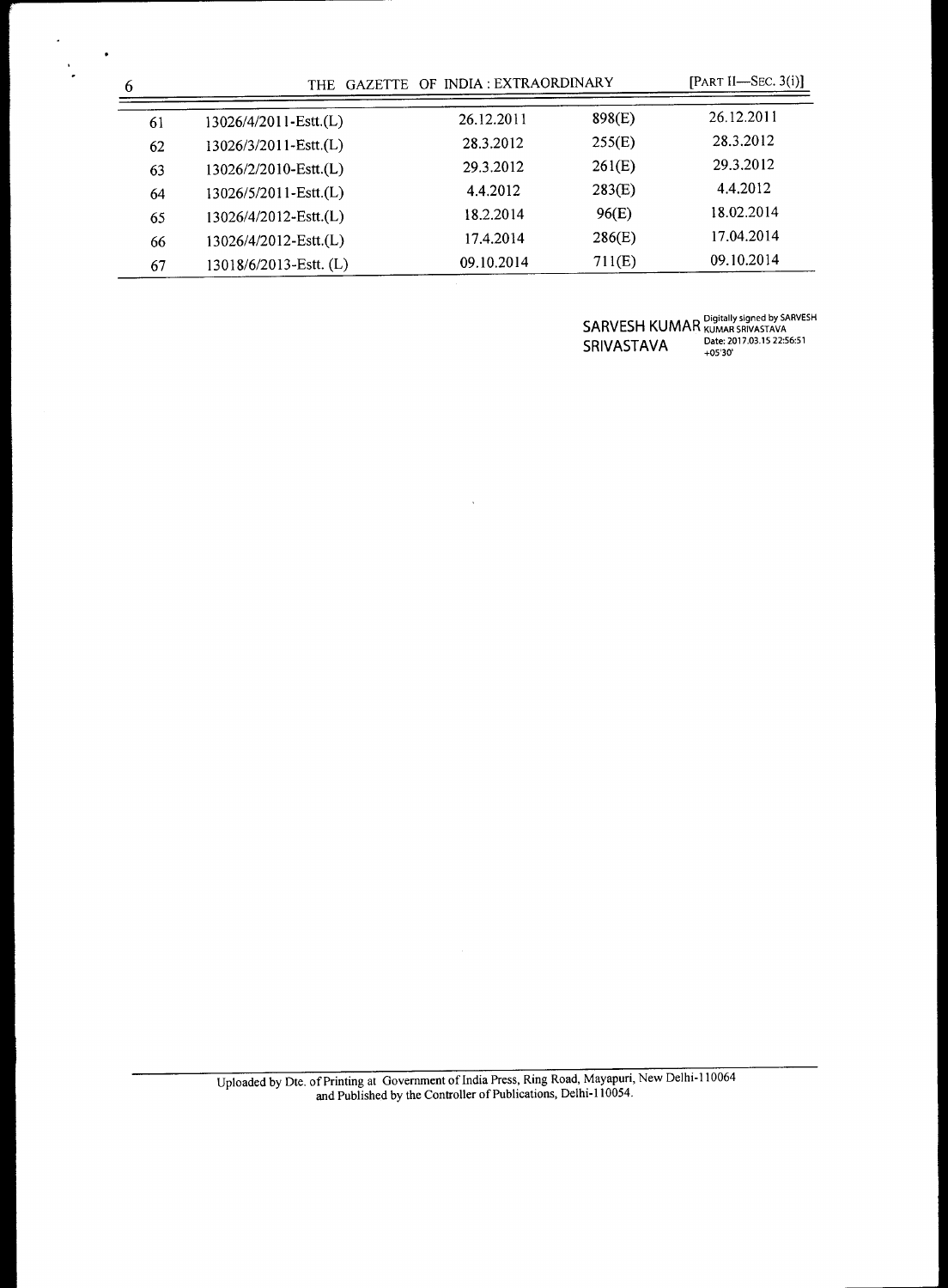| | | | | |
|---|---|---|---|---|
| 61 | 13026/4/2011-Estt.(L) | 26.12.2011 | 898(E) | 26.12.2011 |
| 62 | 13026/3/2011-Estt.(L) | 28.3.2012 | 255(E) | 28.3.2012 |
| 63 | 13026/2/2010-Estt.(L) | 29.3.2012 | 261(E) | 29.3.2012 |
| 64 | 13026/5/2011-Estt.(L) | 4.4.2012 | 283(E) | 4.4.2012 |
| 65 | 13026/4/2012-Estt.(L) | 18.2.2014 | 96(E) | 18.02.2014 |
| 66 | 13026/4/2012-Estt.(L) | 17.4.2014 | 286(E) | 17.04.2014 |
| 67 | 13018/6/2013-Estt. (L) | 09.10.2014 | 711(E) | 09.10.2014 |

SARVESH KUMAR SRIVASTAVA Digitally signed by SARVESH KUMAR SRIVASTAVA Date: 2017.03.15 22:56:51 +05'30'

Uploaded by Dte. of Printing at Government of India Press, Ring Road, Mayapuri, New Delhi-110064 and Published by the Controller of Publications, Delhi-110054.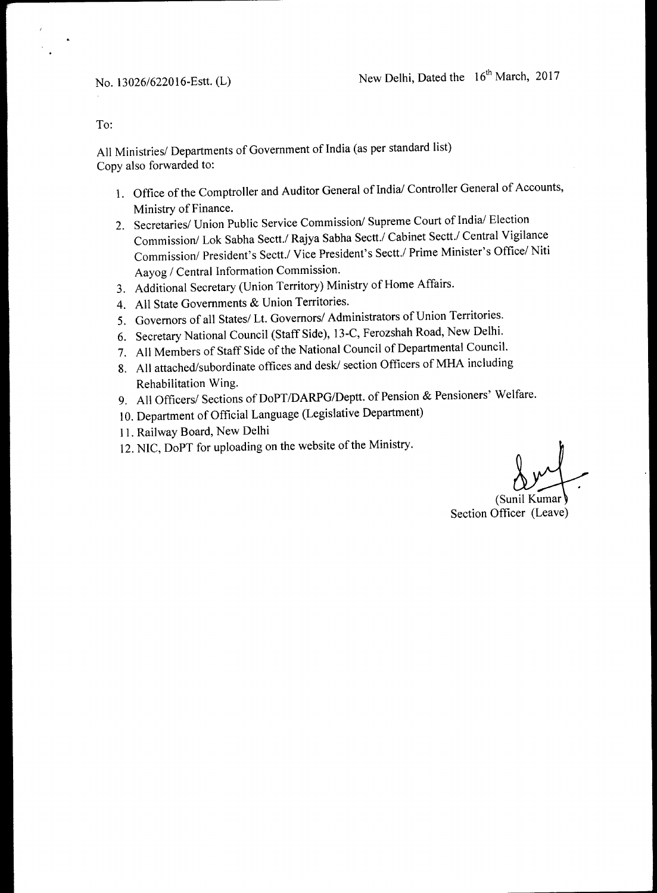No. 13026/622016-Estt. (L)

New Delhi, Dated the 16th March, 2017

To:

All Ministries/ Departments of Government of India (as per standard list)

Copy also forwarded to:

1. Office of the Comptroller and Auditor General of India/ Controller General of Accounts, Ministry of Finance.
2. Secretaries/ Union Public Service Commission/ Supreme Court of India/ Election Commission/ Lok Sabha Sectt./ Rajya Sabha Sectt./ Cabinet Sectt./ Central Vigilance Commission/ President's Sectt./ Vice President's Sectt./ Prime Minister's Office/ Niti Aayog / Central Information Commission.
3. Additional Secretary (Union Territory) Ministry of Home Affairs.
4. All State Governments & Union Territories.
5. Governors of all States/ Lt. Governors/ Administrators of Union Territories.
6. Secretary National Council (Staff Side), 13-C, Ferozshah Road, New Delhi.
7. All Members of Staff Side of the National Council of Departmental Council.
8. All attached/subordinate offices and desk/ section Officers of MHA including Rehabilitation Wing.
9. All Officers/ Sections of DoPT/DARPG/Deptt. of Pension & Pensioners' Welfare.
10. Department of Official Language (Legislative Department)
11. Railway Board, New Delhi
12. NIC, DoPT for uploading on the website of the Ministry.

(Sunil Kumar)

Section Officer (Leave)